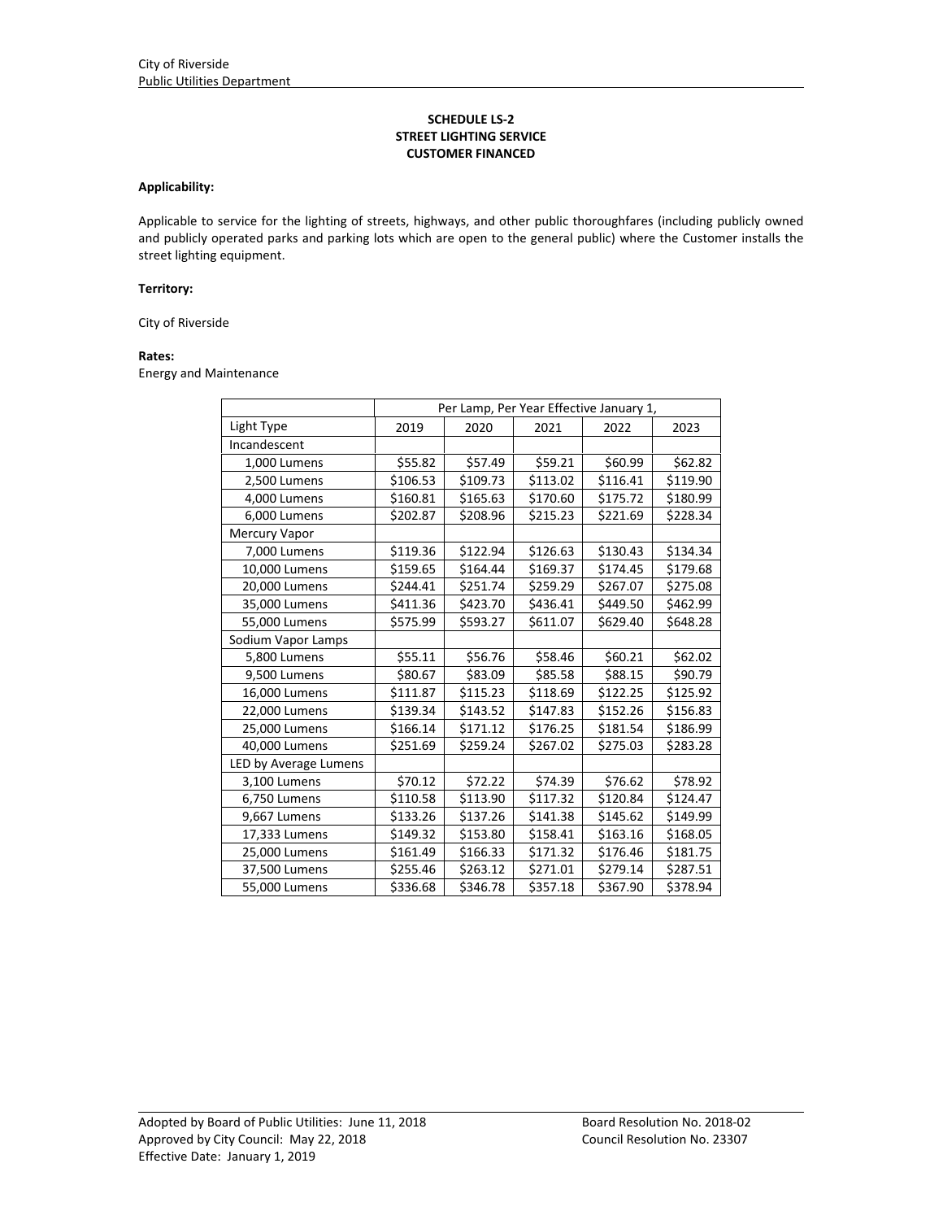City of Riverside
Public Utilities Department

**SCHEDULE LS-2**
**STREET LIGHTING SERVICE**
**CUSTOMER FINANCED**

**Applicability:**

Applicable to service for the lighting of streets, highways, and other public thoroughfares (including publicly owned and publicly operated parks and parking lots which are open to the general public) where the Customer installs the street lighting equipment.

**Territory:**

City of Riverside

**Rates:**
Energy and Maintenance

| | Per Lamp, Per Year Effective January 1, | | | | |
|---|---|---|---|---|---|
| Light Type | 2019 | 2020 | 2021 | 2022 | 2023 |
| Incandescent | | | | | |
| 1,000 Lumens | $55.82 | $57.49 | $59.21 | $60.99 | $62.82 |
| 2,500 Lumens | $106.53 | $109.73 | $113.02 | $116.41 | $119.90 |
| 4,000 Lumens | $160.81 | $165.63 | $170.60 | $175.72 | $180.99 |
| 6,000 Lumens | $202.87 | $208.96 | $215.23 | $221.69 | $228.34 |
| Mercury Vapor | | | | | |
| 7,000 Lumens | $119.36 | $122.94 | $126.63 | $130.43 | $134.34 |
| 10,000 Lumens | $159.65 | $164.44 | $169.37 | $174.45 | $179.68 |
| 20,000 Lumens | $244.41 | $251.74 | $259.29 | $267.07 | $275.08 |
| 35,000 Lumens | $411.36 | $423.70 | $436.41 | $449.50 | $462.99 |
| 55,000 Lumens | $575.99 | $593.27 | $611.07 | $629.40 | $648.28 |
| Sodium Vapor Lamps | | | | | |
| 5,800 Lumens | $55.11 | $56.76 | $58.46 | $60.21 | $62.02 |
| 9,500 Lumens | $80.67 | $83.09 | $85.58 | $88.15 | $90.79 |
| 16,000 Lumens | $111.87 | $115.23 | $118.69 | $122.25 | $125.92 |
| 22,000 Lumens | $139.34 | $143.52 | $147.83 | $152.26 | $156.83 |
| 25,000 Lumens | $166.14 | $171.12 | $176.25 | $181.54 | $186.99 |
| 40,000 Lumens | $251.69 | $259.24 | $267.02 | $275.03 | $283.28 |
| LED by Average Lumens | | | | | |
| 3,100 Lumens | $70.12 | $72.22 | $74.39 | $76.62 | $78.92 |
| 6,750 Lumens | $110.58 | $113.90 | $117.32 | $120.84 | $124.47 |
| 9,667 Lumens | $133.26 | $137.26 | $141.38 | $145.62 | $149.99 |
| 17,333 Lumens | $149.32 | $153.80 | $158.41 | $163.16 | $168.05 |
| 25,000 Lumens | $161.49 | $166.33 | $171.32 | $176.46 | $181.75 |
| 37,500 Lumens | $255.46 | $263.12 | $271.01 | $279.14 | $287.51 |
| 55,000 Lumens | $336.68 | $346.78 | $357.18 | $367.90 | $378.94 |

Adopted by Board of Public Utilities: June 11, 2018 — Board Resolution No. 2018-02
Approved by City Council: May 22, 2018 — Council Resolution No. 23307
Effective Date: January 1, 2019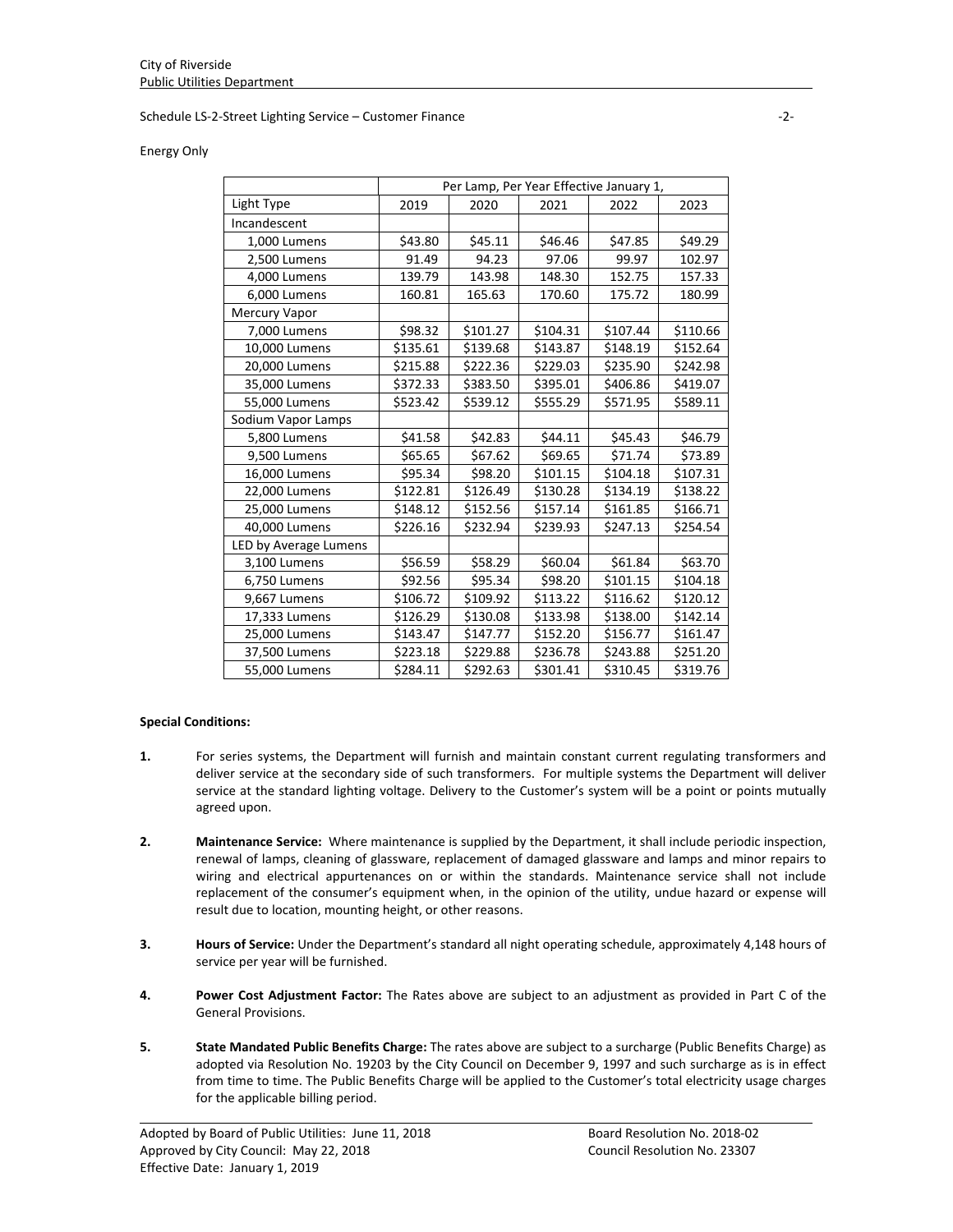Schedule LS-2-Street Lighting Service – Customer Finance

Energy Only

| | Per Lamp, Per Year Effective January 1, | | | | |
|---|---|---|---|---|---|
| Light Type | 2019 | 2020 | 2021 | 2022 | 2023 |
| Incandescent | | | | | |
| 1,000 Lumens | $43.80 | $45.11 | $46.46 | $47.85 | $49.29 |
| 2,500 Lumens | 91.49 | 94.23 | 97.06 | 99.97 | 102.97 |
| 4,000 Lumens | 139.79 | 143.98 | 148.30 | 152.75 | 157.33 |
| 6,000 Lumens | 160.81 | 165.63 | 170.60 | 175.72 | 180.99 |
| Mercury Vapor | | | | | |
| 7,000 Lumens | $98.32 | $101.27 | $104.31 | $107.44 | $110.66 |
| 10,000 Lumens | $135.61 | $139.68 | $143.87 | $148.19 | $152.64 |
| 20,000 Lumens | $215.88 | $222.36 | $229.03 | $235.90 | $242.98 |
| 35,000 Lumens | $372.33 | $383.50 | $395.01 | $406.86 | $419.07 |
| 55,000 Lumens | $523.42 | $539.12 | $555.29 | $571.95 | $589.11 |
| Sodium Vapor Lamps | | | | | |
| 5,800 Lumens | $41.58 | $42.83 | $44.11 | $45.43 | $46.79 |
| 9,500 Lumens | $65.65 | $67.62 | $69.65 | $71.74 | $73.89 |
| 16,000 Lumens | $95.34 | $98.20 | $101.15 | $104.18 | $107.31 |
| 22,000 Lumens | $122.81 | $126.49 | $130.28 | $134.19 | $138.22 |
| 25,000 Lumens | $148.12 | $152.56 | $157.14 | $161.85 | $166.71 |
| 40,000 Lumens | $226.16 | $232.94 | $239.93 | $247.13 | $254.54 |
| LED by Average Lumens | | | | | |
| 3,100 Lumens | $56.59 | $58.29 | $60.04 | $61.84 | $63.70 |
| 6,750 Lumens | $92.56 | $95.34 | $98.20 | $101.15 | $104.18 |
| 9,667 Lumens | $106.72 | $109.92 | $113.22 | $116.62 | $120.12 |
| 17,333 Lumens | $126.29 | $130.08 | $133.98 | $138.00 | $142.14 |
| 25,000 Lumens | $143.47 | $147.77 | $152.20 | $156.77 | $161.47 |
| 37,500 Lumens | $223.18 | $229.88 | $236.78 | $243.88 | $251.20 |
| 55,000 Lumens | $284.11 | $292.63 | $301.41 | $310.45 | $319.76 |

**Special Conditions:**

**1.** For series systems, the Department will furnish and maintain constant current regulating transformers and deliver service at the secondary side of such transformers. For multiple systems the Department will deliver service at the standard lighting voltage. Delivery to the Customer's system will be a point or points mutually agreed upon.

**2.** **Maintenance Service:** Where maintenance is supplied by the Department, it shall include periodic inspection, renewal of lamps, cleaning of glassware, replacement of damaged glassware and lamps and minor repairs to wiring and electrical appurtenances on or within the standards. Maintenance service shall not include replacement of the consumer's equipment when, in the opinion of the utility, undue hazard or expense will result due to location, mounting height, or other reasons.

**3.** **Hours of Service:** Under the Department's standard all night operating schedule, approximately 4,148 hours of service per year will be furnished.

**4.** **Power Cost Adjustment Factor:** The Rates above are subject to an adjustment as provided in Part C of the General Provisions.

**5.** **State Mandated Public Benefits Charge:** The rates above are subject to a surcharge (Public Benefits Charge) as adopted via Resolution No. 19203 by the City Council on December 9, 1997 and such surcharge as is in effect from time to time. The Public Benefits Charge will be applied to the Customer's total electricity usage charges for the applicable billing period.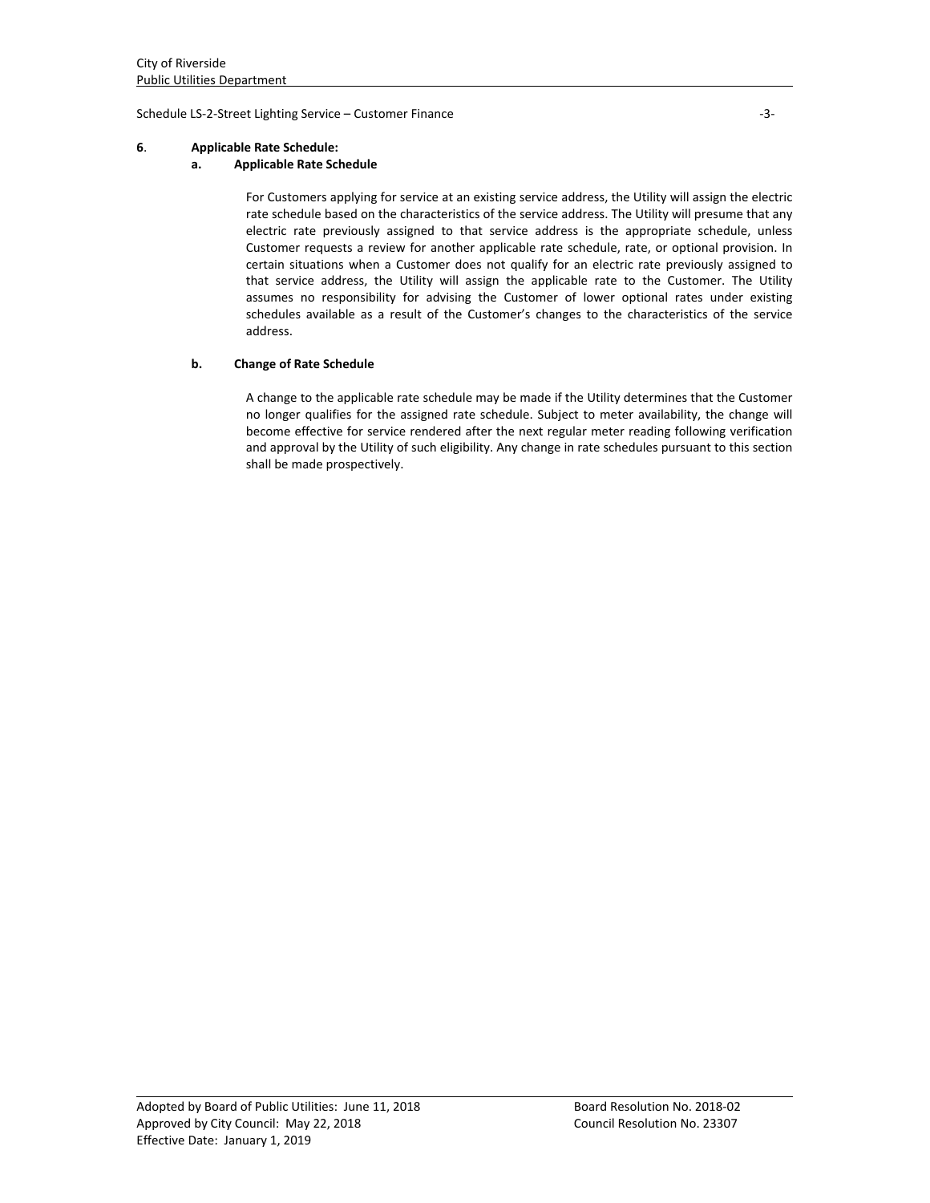**6**. **Applicable Rate Schedule:**

**a. Applicable Rate Schedule**

For Customers applying for service at an existing service address, the Utility will assign the electric rate schedule based on the characteristics of the service address. The Utility will presume that any electric rate previously assigned to that service address is the appropriate schedule, unless Customer requests a review for another applicable rate schedule, rate, or optional provision. In certain situations when a Customer does not qualify for an electric rate previously assigned to that service address, the Utility will assign the applicable rate to the Customer. The Utility assumes no responsibility for advising the Customer of lower optional rates under existing schedules available as a result of the Customer's changes to the characteristics of the service address.

**b. Change of Rate Schedule**

A change to the applicable rate schedule may be made if the Utility determines that the Customer no longer qualifies for the assigned rate schedule. Subject to meter availability, the change will become effective for service rendered after the next regular meter reading following verification and approval by the Utility of such eligibility. Any change in rate schedules pursuant to this section shall be made prospectively.